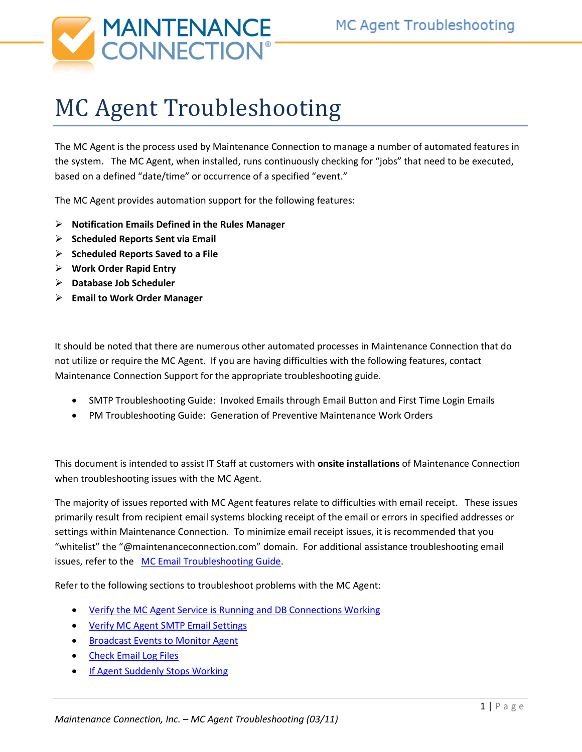# MC Agent Troubleshooting

The MC Agent is the process used by Maintenance Connection to manage a number of automated features in the system. The MC Agent, when installed, runs continuously checking for "jobs" that need to be executed, based on a defined "date/time" or occurrence of a specified "event."

The MC Agent provides automation support for the following features:

- **Notification Emails Defined in the Rules Manager**
- **Scheduled Reports Sent via Email**
- **Scheduled Reports Saved to a File**
- **Work Order Rapid Entry**
- **Database Job Scheduler**
- **Email to Work Order Manager**

It should be noted that there are numerous other automated processes in Maintenance Connection that do not utilize or require the MC Agent. If you are having difficulties with the following features, contact Maintenance Connection Support for the appropriate troubleshooting guide.

- SMTP Troubleshooting Guide: Invoked Emails through Email Button and First Time Login Emails
- PM Troubleshooting Guide: Generation of Preventive Maintenance Work Orders

This document is intended to assist IT Staff at customers with **onsite installations** of Maintenance Connection when troubleshooting issues with the MC Agent.

The majority of issues reported with MC Agent features relate to difficulties with email receipt. These issues primarily result from recipient email systems blocking receipt of the email or errors in specified addresses or settings within Maintenance Connection. To minimize email receipt issues, it is recommended that you "whitelist" the "@maintenanceconnection.com" domain. For additional assistance troubleshooting email issues, refer to the MC Email Troubleshooting Guide.

Refer to the following sections to troubleshoot problems with the MC Agent:

- Verify the MC Agent Service is Running and DB Connections Working
- Verify MC Agent SMTP Email Settings
- Broadcast Events to Monitor Agent
- Check Email Log Files
- If Agent Suddenly Stops Working

*Maintenance Connection, Inc. – MC Agent Troubleshooting (03/11)*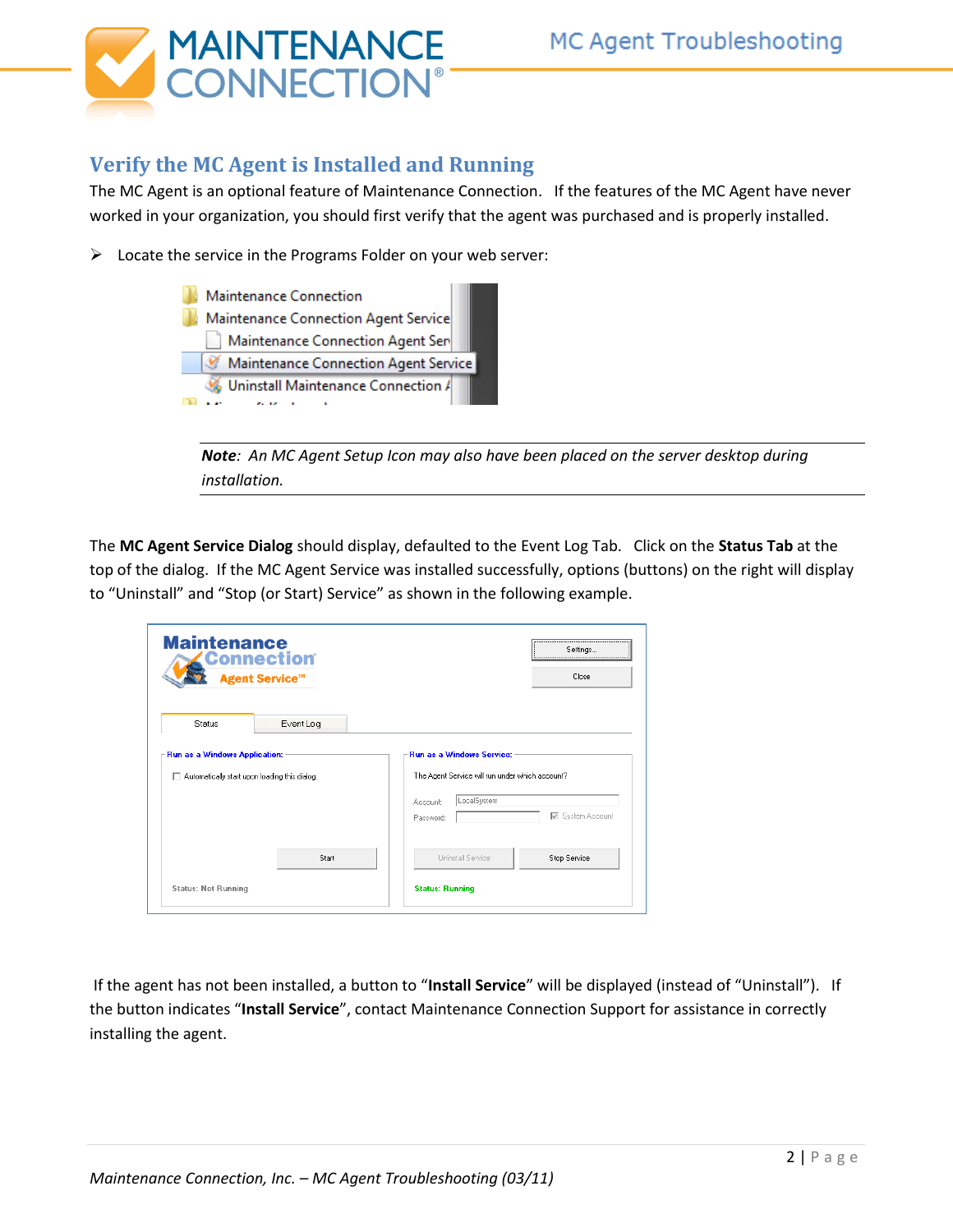## Verify the MC Agent is Installed and Running

The MC Agent is an optional feature of Maintenance Connection. If the features of the MC Agent have never worked in your organization, you should first verify that the agent was purchased and is properly installed.

- Locate the service in the Programs Folder on your web server:

> ***Note**: An MC Agent Setup Icon may also have been placed on the server desktop during installation.*

The **MC Agent Service Dialog** should display, defaulted to the Event Log Tab. Click on the **Status Tab** at the top of the dialog. If the MC Agent Service was installed successfully, options (buttons) on the right will display to "Uninstall" and "Stop (or Start) Service" as shown in the following example.

If the agent has not been installed, a button to "**Install Service**" will be displayed (instead of "Uninstall"). If the button indicates "**Install Service**", contact Maintenance Connection Support for assistance in correctly installing the agent.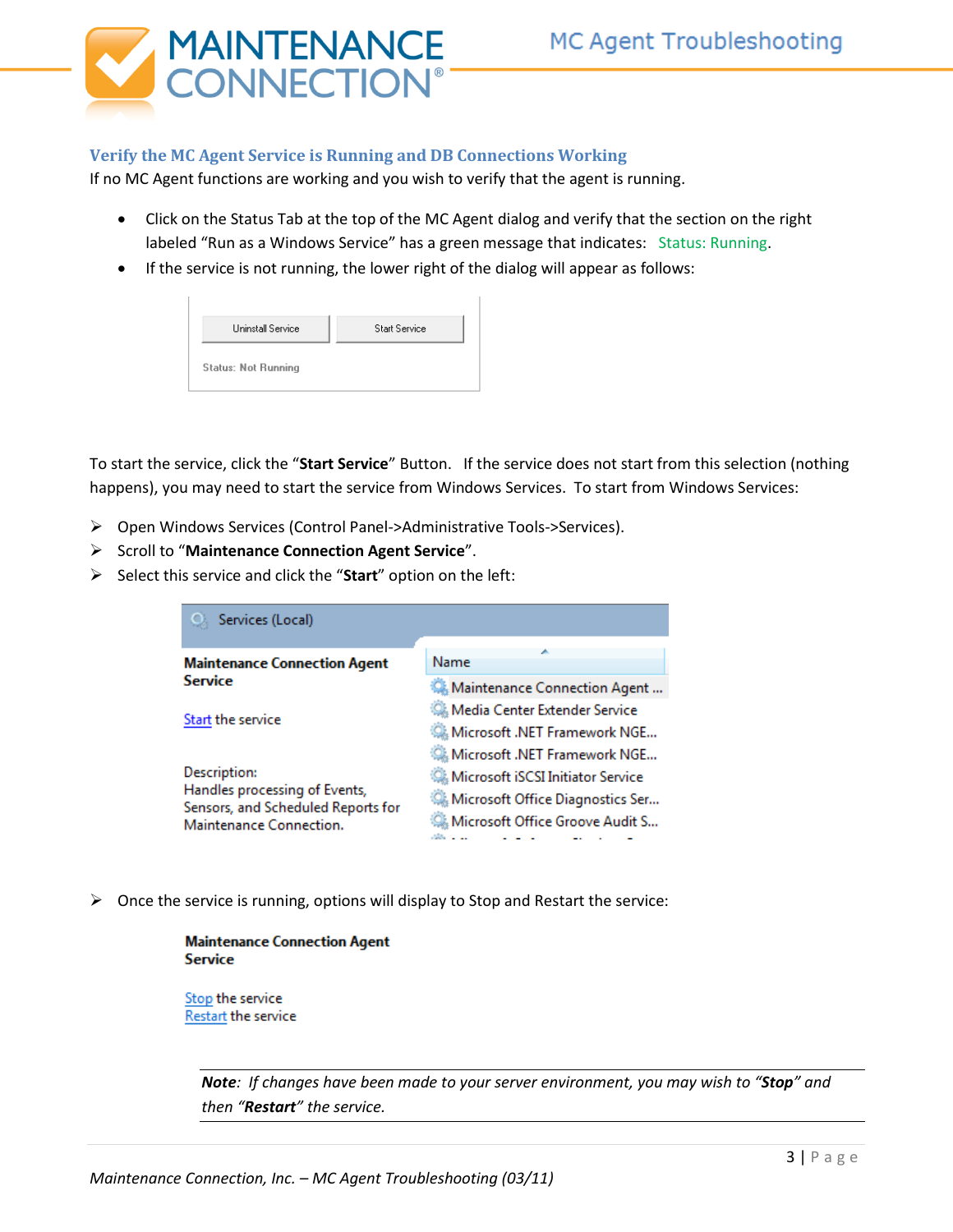### Verify the MC Agent Service is Running and DB Connections Working

If no MC Agent functions are working and you wish to verify that the agent is running.

- Click on the Status Tab at the top of the MC Agent dialog and verify that the section on the right labeled "Run as a Windows Service" has a green message that indicates: Status: Running.
- If the service is not running, the lower right of the dialog will appear as follows:

To start the service, click the "**Start Service**" Button. If the service does not start from this selection (nothing happens), you may need to start the service from Windows Services. To start from Windows Services:

- Open Windows Services (Control Panel->Administrative Tools->Services).
- Scroll to "**Maintenance Connection Agent Service**".
- Select this service and click the "**Start**" option on the left:

- Once the service is running, options will display to Stop and Restart the service:

***Note**: If changes have been made to your server environment, you may wish to "**Stop**" and then "**Restart**" the service.*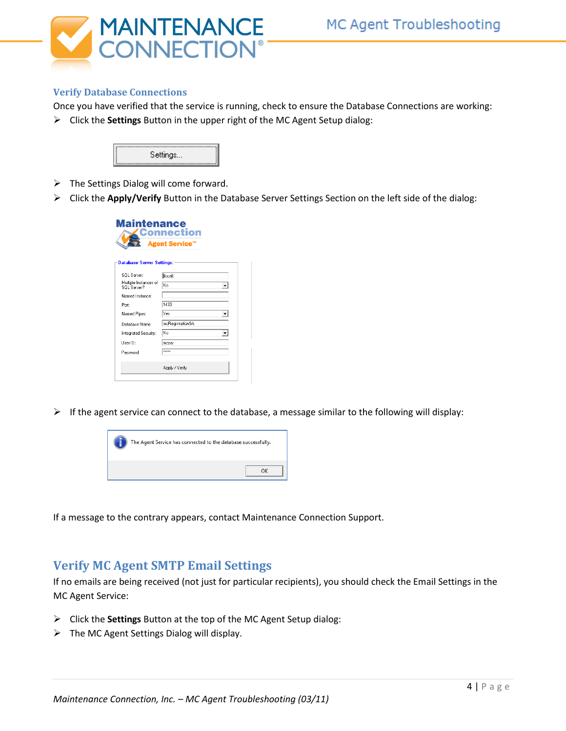## Verify Database Connections

Once you have verified that the service is running, check to ensure the Database Connections are working:

- Click the **Settings** Button in the upper right of the MC Agent Setup dialog:

- The Settings Dialog will come forward.
- Click the **Apply/Verify** Button in the Database Server Settings Section on the left side of the dialog:

- If the agent service can connect to the database, a message similar to the following will display:

If a message to the contrary appears, contact Maintenance Connection Support.

## Verify MC Agent SMTP Email Settings

If no emails are being received (not just for particular recipients), you should check the Email Settings in the MC Agent Service:

- Click the **Settings** Button at the top of the MC Agent Setup dialog:
- The MC Agent Settings Dialog will display.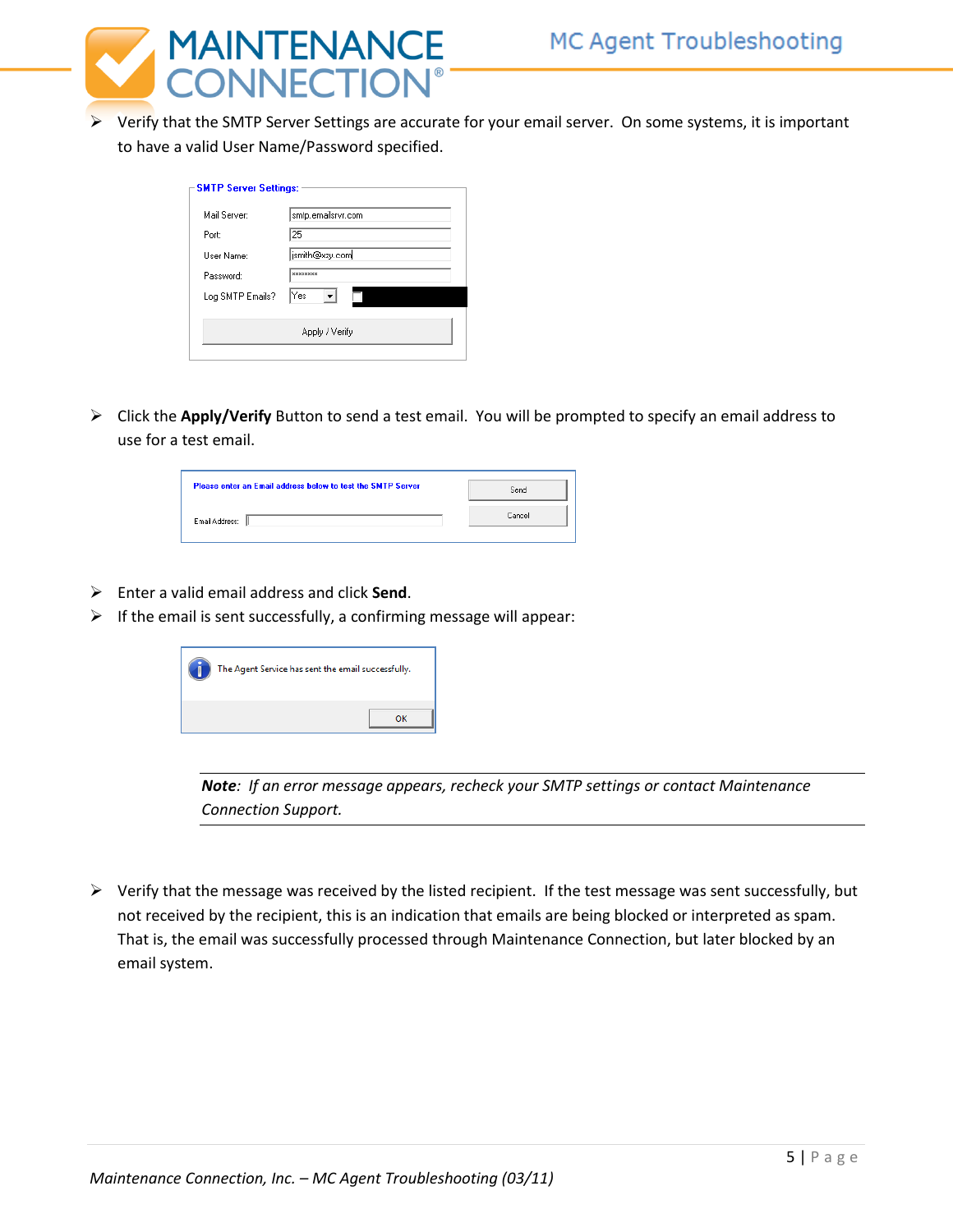- Verify that the SMTP Server Settings are accurate for your email server. On some systems, it is important to have a valid User Name/Password specified.

- Click the **Apply/Verify** Button to send a test email. You will be prompted to specify an email address to use for a test email.

- Enter a valid email address and click **Send**.
- If the email is sent successfully, a confirming message will appear:

> ***Note**: If an error message appears, recheck your SMTP settings or contact Maintenance Connection Support.*

- Verify that the message was received by the listed recipient. If the test message was sent successfully, but not received by the recipient, this is an indication that emails are being blocked or interpreted as spam. That is, the email was successfully processed through Maintenance Connection, but later blocked by an email system.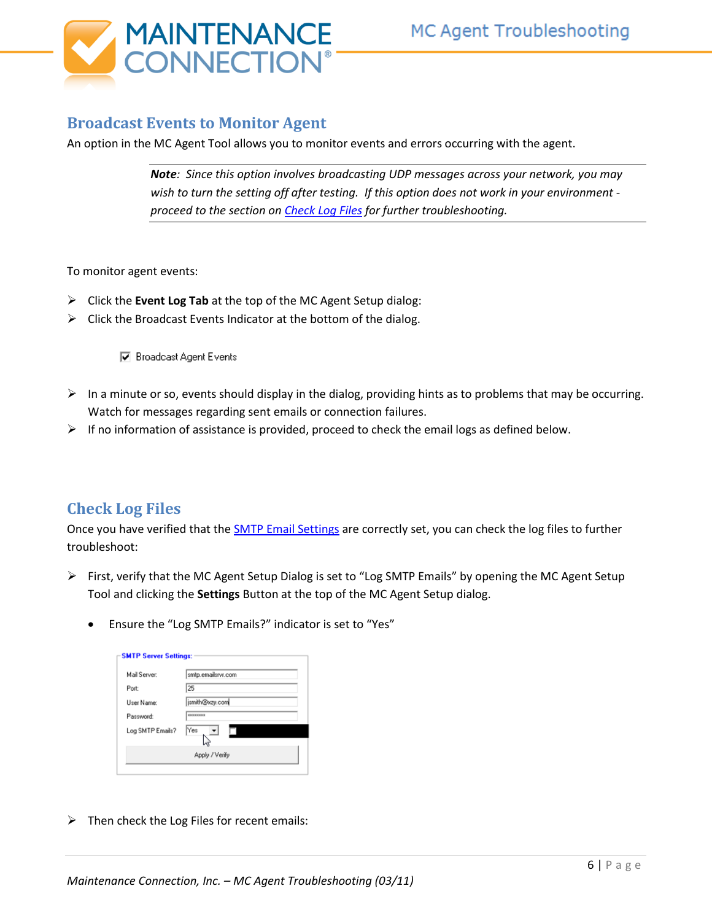## Broadcast Events to Monitor Agent

An option in the MC Agent Tool allows you to monitor events and errors occurring with the agent.

> ***Note**: Since this option involves broadcasting UDP messages across your network, you may wish to turn the setting off after testing. If this option does not work in your environment - proceed to the section on Check Log Files for further troubleshooting.*

To monitor agent events:

- Click the **Event Log Tab** at the top of the MC Agent Setup dialog:
- Click the Broadcast Events Indicator at the bottom of the dialog.

☑ Broadcast Agent Events

- In a minute or so, events should display in the dialog, providing hints as to problems that may be occurring. Watch for messages regarding sent emails or connection failures.
- If no information of assistance is provided, proceed to check the email logs as defined below.

## Check Log Files

Once you have verified that the SMTP Email Settings are correctly set, you can check the log files to further troubleshoot:

- First, verify that the MC Agent Setup Dialog is set to "Log SMTP Emails" by opening the MC Agent Setup Tool and clicking the **Settings** Button at the top of the MC Agent Setup dialog.
    - Ensure the "Log SMTP Emails?" indicator is set to "Yes"

**SMTP Server Settings:**

| | |
|---|---|
| Mail Server: | smtp.emailsrvr.com |
| Port: | 25 |
| User Name: | jsmith@xzy.com |
| Password: | ******** |
| Log SMTP Emails? | Yes |

Apply / Verify

- Then check the Log Files for recent emails: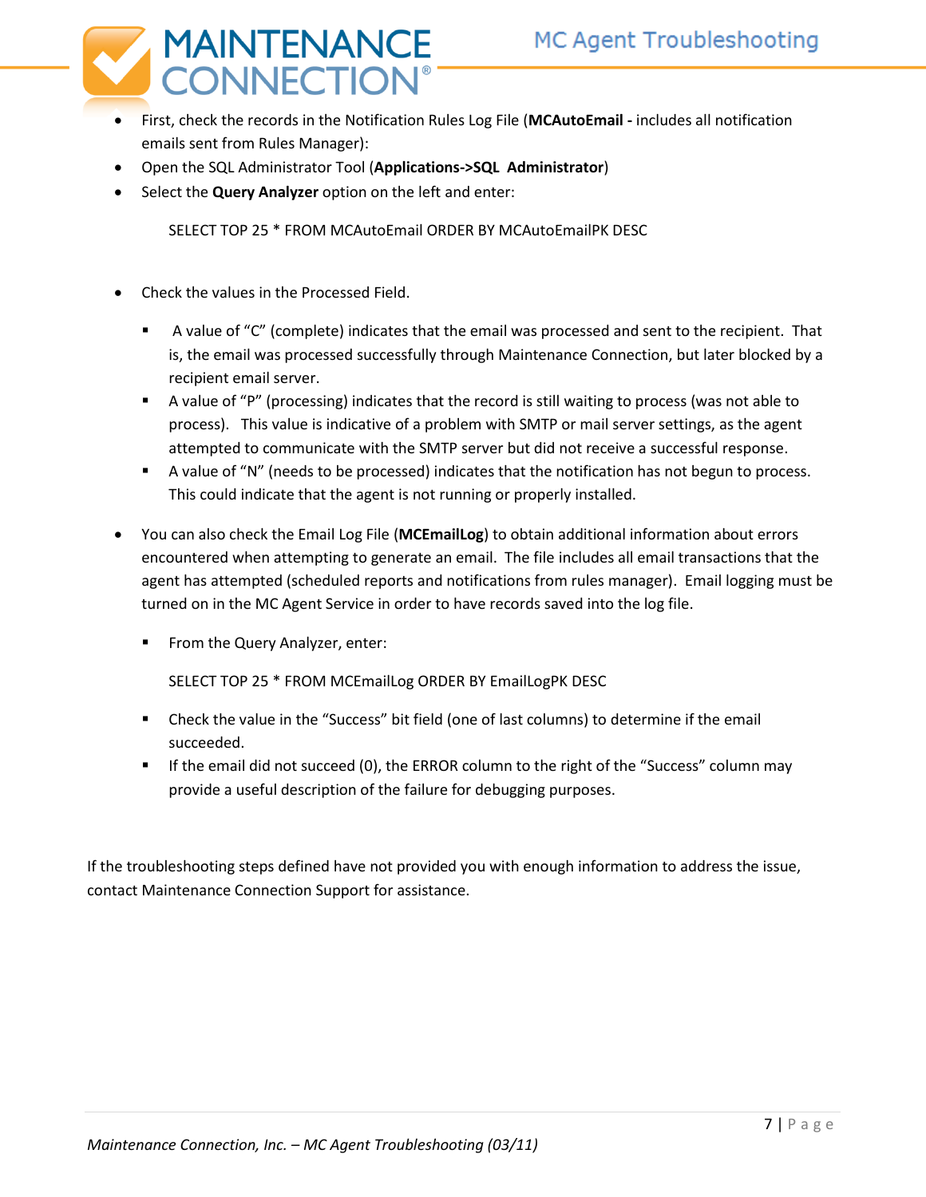- First, check the records in the Notification Rules Log File (**MCAutoEmail -** includes all notification emails sent from Rules Manager):
- Open the SQL Administrator Tool (**Applications->SQL Administrator**)
- Select the **Query Analyzer** option on the left and enter:

  SELECT TOP 25 * FROM MCAutoEmail ORDER BY MCAutoEmailPK DESC

- Check the values in the Processed Field.
  - A value of "C" (complete) indicates that the email was processed and sent to the recipient. That is, the email was processed successfully through Maintenance Connection, but later blocked by a recipient email server.
  - A value of "P" (processing) indicates that the record is still waiting to process (was not able to process). This value is indicative of a problem with SMTP or mail server settings, as the agent attempted to communicate with the SMTP server but did not receive a successful response.
  - A value of "N" (needs to be processed) indicates that the notification has not begun to process. This could indicate that the agent is not running or properly installed.

- You can also check the Email Log File (**MCEmailLog**) to obtain additional information about errors encountered when attempting to generate an email. The file includes all email transactions that the agent has attempted (scheduled reports and notifications from rules manager). Email logging must be turned on in the MC Agent Service in order to have records saved into the log file.
  - From the Query Analyzer, enter:

    SELECT TOP 25 * FROM MCEmailLog ORDER BY EmailLogPK DESC

  - Check the value in the "Success" bit field (one of last columns) to determine if the email succeeded.
  - If the email did not succeed (0), the ERROR column to the right of the "Success" column may provide a useful description of the failure for debugging purposes.

If the troubleshooting steps defined have not provided you with enough information to address the issue, contact Maintenance Connection Support for assistance.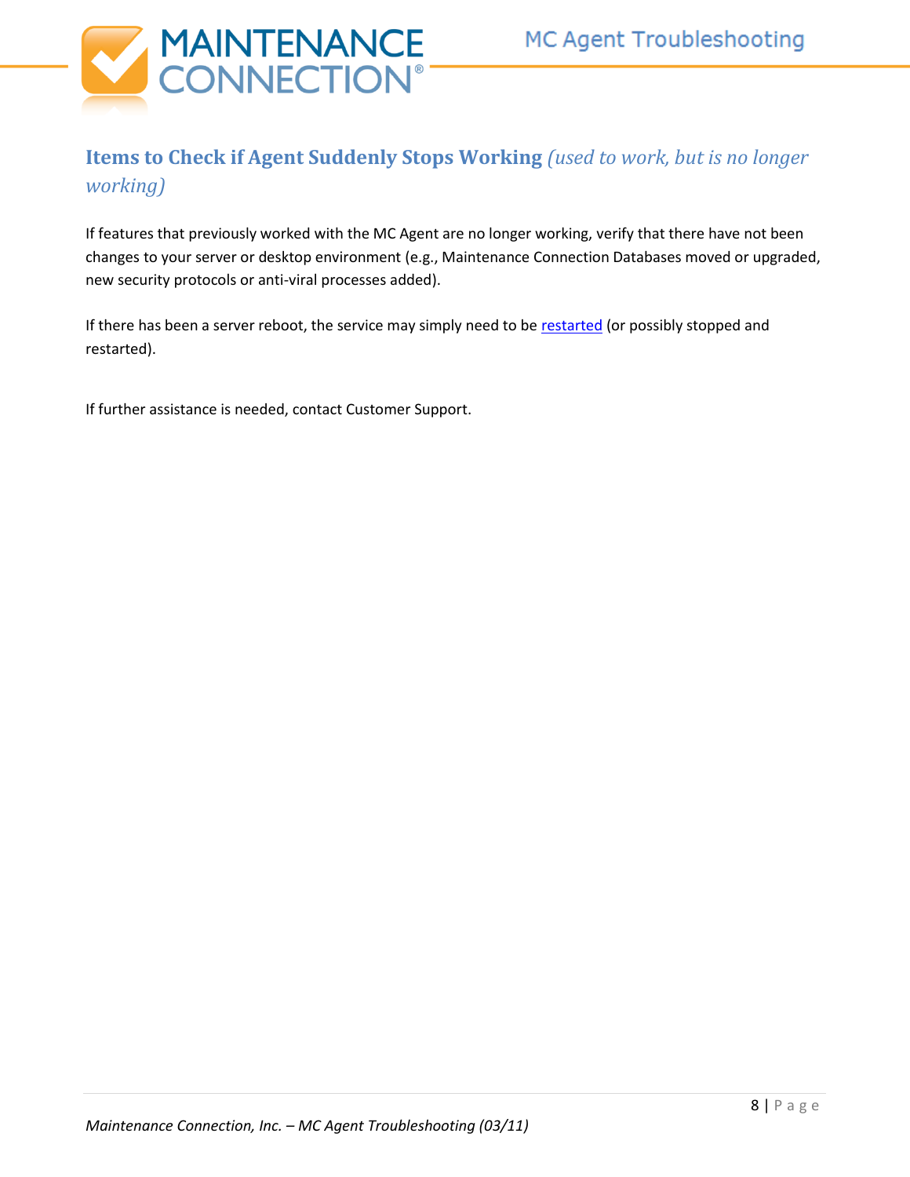## Items to Check if Agent Suddenly Stops Working *(used to work, but is no longer working)*

If features that previously worked with the MC Agent are no longer working, verify that there have not been changes to your server or desktop environment (e.g., Maintenance Connection Databases moved or upgraded, new security protocols or anti-viral processes added).

If there has been a server reboot, the service may simply need to be restarted (or possibly stopped and restarted).

If further assistance is needed, contact Customer Support.